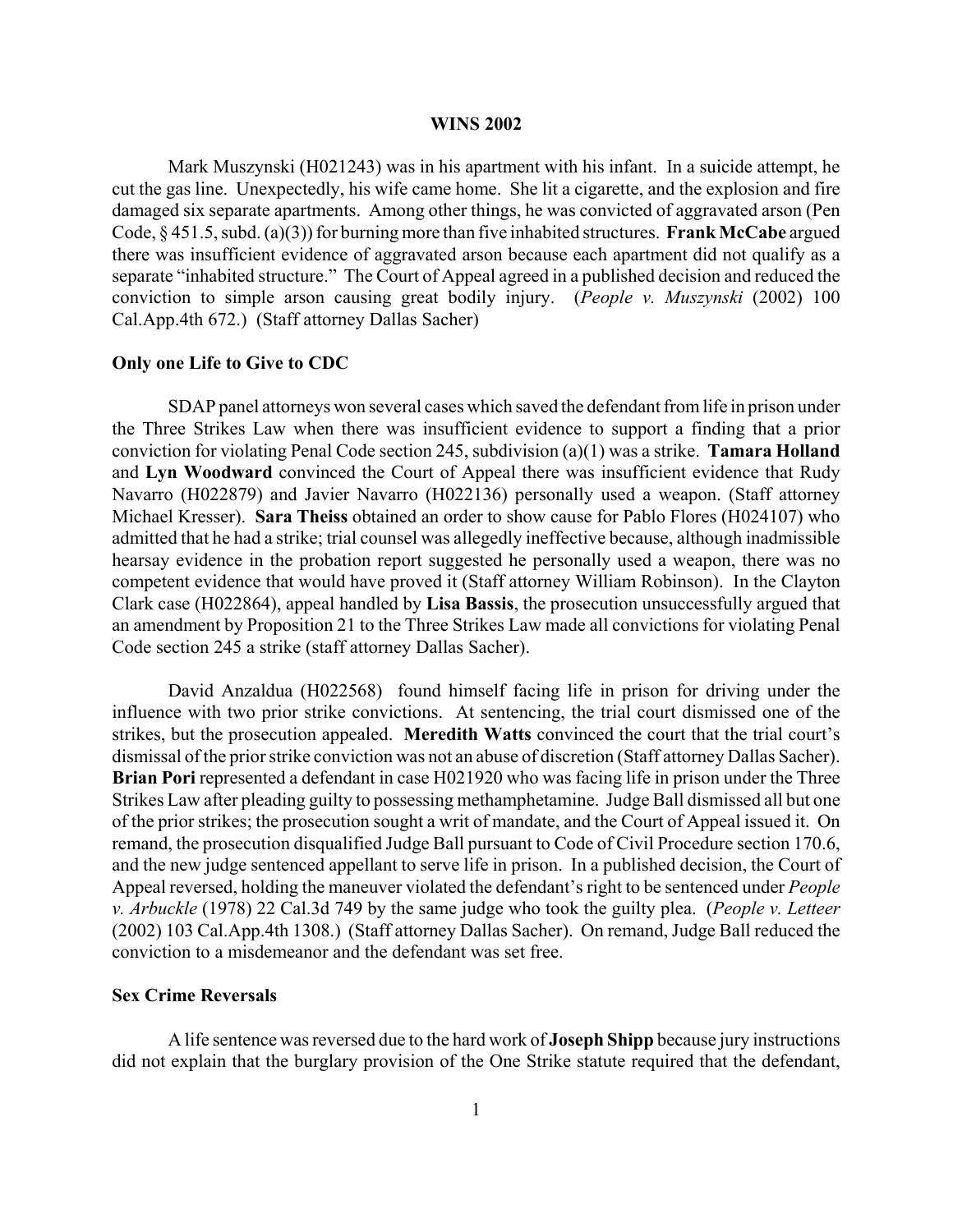# WINS 2002

Mark Muszynski (H021243) was in his apartment with his infant. In a suicide attempt, he cut the gas line. Unexpectedly, his wife came home. She lit a cigarette, and the explosion and fire damaged six separate apartments. Among other things, he was convicted of aggravated arson (Pen Code, § 451.5, subd. (a)(3)) for burning more than five inhabited structures. **Frank McCabe** argued there was insufficient evidence of aggravated arson because each apartment did not qualify as a separate "inhabited structure." The Court of Appeal agreed in a published decision and reduced the conviction to simple arson causing great bodily injury. (*People v. Muszynski* (2002) 100 Cal.App.4th 672.) (Staff attorney Dallas Sacher)

## Only one Life to Give to CDC

SDAP panel attorneys won several cases which saved the defendant from life in prison under the Three Strikes Law when there was insufficient evidence to support a finding that a prior conviction for violating Penal Code section 245, subdivision (a)(1) was a strike. **Tamara Holland** and **Lyn Woodward** convinced the Court of Appeal there was insufficient evidence that Rudy Navarro (H022879) and Javier Navarro (H022136) personally used a weapon. (Staff attorney Michael Kresser). **Sara Theiss** obtained an order to show cause for Pablo Flores (H024107) who admitted that he had a strike; trial counsel was allegedly ineffective because, although inadmissible hearsay evidence in the probation report suggested he personally used a weapon, there was no competent evidence that would have proved it (Staff attorney William Robinson). In the Clayton Clark case (H022864), appeal handled by **Lisa Bassis**, the prosecution unsuccessfully argued that an amendment by Proposition 21 to the Three Strikes Law made all convictions for violating Penal Code section 245 a strike (staff attorney Dallas Sacher).

David Anzaldua (H022568) found himself facing life in prison for driving under the influence with two prior strike convictions. At sentencing, the trial court dismissed one of the strikes, but the prosecution appealed. **Meredith Watts** convinced the court that the trial court's dismissal of the prior strike conviction was not an abuse of discretion (Staff attorney Dallas Sacher). **Brian Pori** represented a defendant in case H021920 who was facing life in prison under the Three Strikes Law after pleading guilty to possessing methamphetamine. Judge Ball dismissed all but one of the prior strikes; the prosecution sought a writ of mandate, and the Court of Appeal issued it. On remand, the prosecution disqualified Judge Ball pursuant to Code of Civil Procedure section 170.6, and the new judge sentenced appellant to serve life in prison. In a published decision, the Court of Appeal reversed, holding the maneuver violated the defendant's right to be sentenced under *People v. Arbuckle* (1978) 22 Cal.3d 749 by the same judge who took the guilty plea. (*People v. Letteer* (2002) 103 Cal.App.4th 1308.) (Staff attorney Dallas Sacher). On remand, Judge Ball reduced the conviction to a misdemeanor and the defendant was set free.

## Sex Crime Reversals

A life sentence was reversed due to the hard work of **Joseph Shipp** because jury instructions did not explain that the burglary provision of the One Strike statute required that the defendant,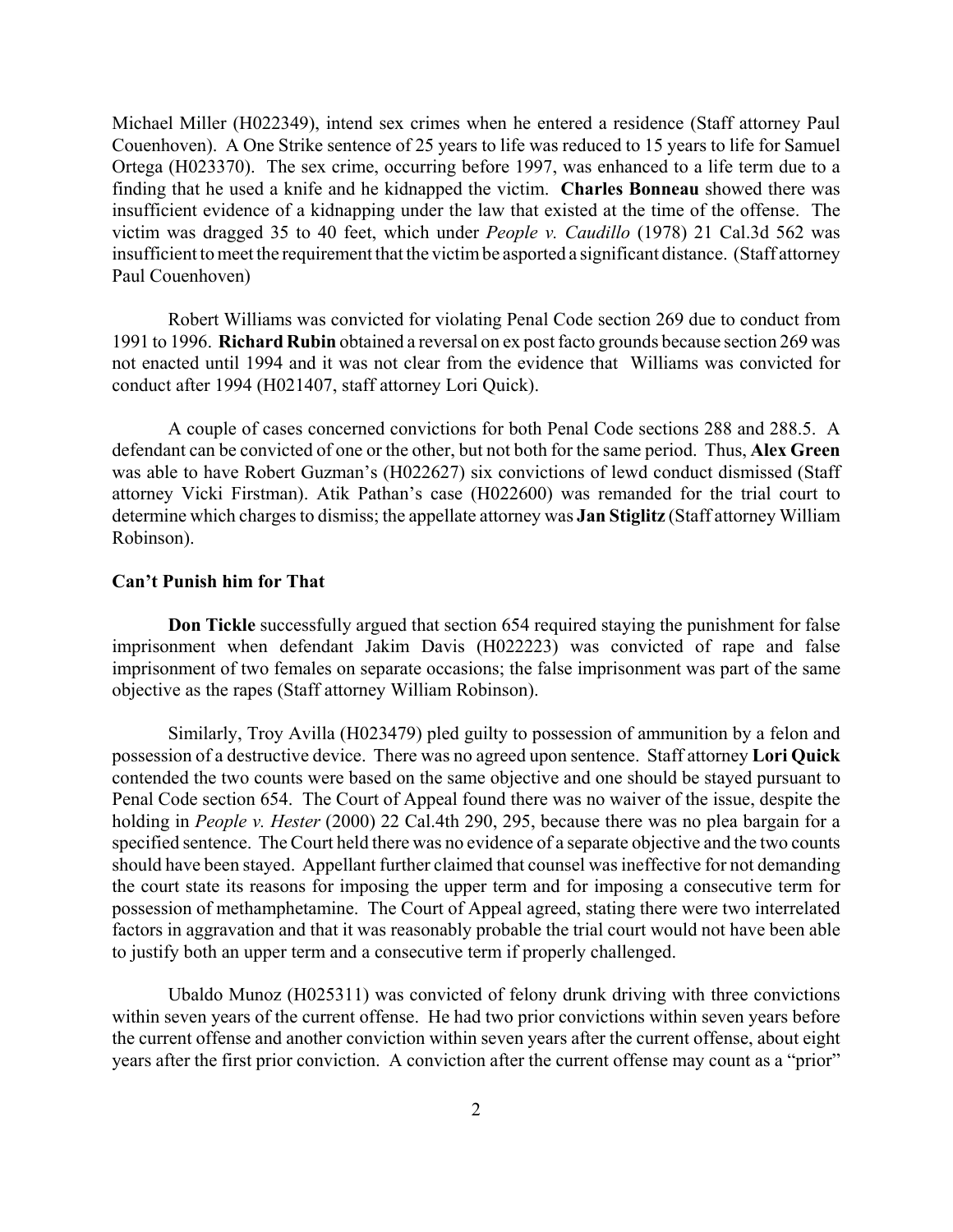Michael Miller (H022349), intend sex crimes when he entered a residence (Staff attorney Paul Couenhoven). A One Strike sentence of 25 years to life was reduced to 15 years to life for Samuel Ortega (H023370). The sex crime, occurring before 1997, was enhanced to a life term due to a finding that he used a knife and he kidnapped the victim. **Charles Bonneau** showed there was insufficient evidence of a kidnapping under the law that existed at the time of the offense. The victim was dragged 35 to 40 feet, which under *People v. Caudillo* (1978) 21 Cal.3d 562 was insufficient to meet the requirement that the victim be asported a significant distance. (Staff attorney Paul Couenhoven)

Robert Williams was convicted for violating Penal Code section 269 due to conduct from 1991 to 1996. **Richard Rubin** obtained a reversal on ex post facto grounds because section 269 was not enacted until 1994 and it was not clear from the evidence that Williams was convicted for conduct after 1994 (H021407, staff attorney Lori Quick).

A couple of cases concerned convictions for both Penal Code sections 288 and 288.5. A defendant can be convicted of one or the other, but not both for the same period. Thus, **Alex Green** was able to have Robert Guzman's (H022627) six convictions of lewd conduct dismissed (Staff attorney Vicki Firstman). Atik Pathan's case (H022600) was remanded for the trial court to determine which charges to dismiss; the appellate attorney was **Jan Stiglitz** (Staff attorney William Robinson).

### Can't Punish him for That

**Don Tickle** successfully argued that section 654 required staying the punishment for false imprisonment when defendant Jakim Davis (H022223) was convicted of rape and false imprisonment of two females on separate occasions; the false imprisonment was part of the same objective as the rapes (Staff attorney William Robinson).

Similarly, Troy Avilla (H023479) pled guilty to possession of ammunition by a felon and possession of a destructive device. There was no agreed upon sentence. Staff attorney **Lori Quick** contended the two counts were based on the same objective and one should be stayed pursuant to Penal Code section 654. The Court of Appeal found there was no waiver of the issue, despite the holding in *People v. Hester* (2000) 22 Cal.4th 290, 295, because there was no plea bargain for a specified sentence. The Court held there was no evidence of a separate objective and the two counts should have been stayed. Appellant further claimed that counsel was ineffective for not demanding the court state its reasons for imposing the upper term and for imposing a consecutive term for possession of methamphetamine. The Court of Appeal agreed, stating there were two interrelated factors in aggravation and that it was reasonably probable the trial court would not have been able to justify both an upper term and a consecutive term if properly challenged.

Ubaldo Munoz (H025311) was convicted of felony drunk driving with three convictions within seven years of the current offense. He had two prior convictions within seven years before the current offense and another conviction within seven years after the current offense, about eight years after the first prior conviction. A conviction after the current offense may count as a "prior"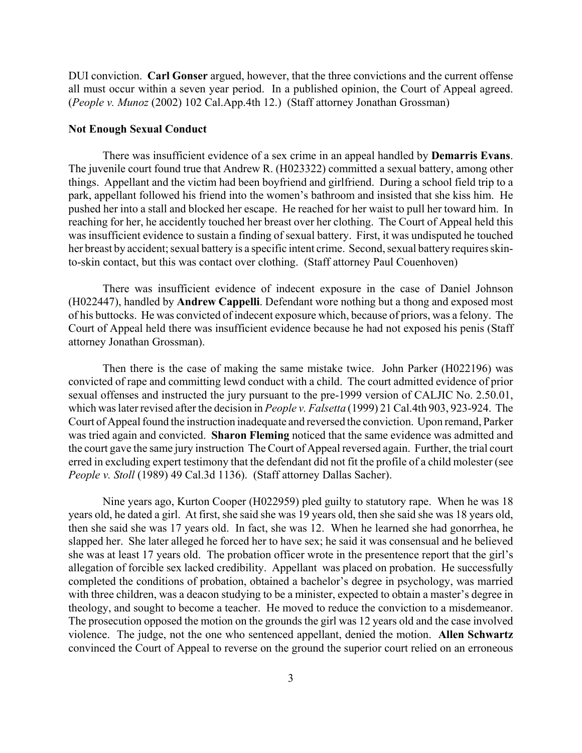DUI conviction. **Carl Gonser** argued, however, that the three convictions and the current offense all must occur within a seven year period. In a published opinion, the Court of Appeal agreed. (*People v. Munoz* (2002) 102 Cal.App.4th 12.) (Staff attorney Jonathan Grossman)

**Not Enough Sexual Conduct**

There was insufficient evidence of a sex crime in an appeal handled by **Demarris Evans**. The juvenile court found true that Andrew R. (H023322) committed a sexual battery, among other things. Appellant and the victim had been boyfriend and girlfriend. During a school field trip to a park, appellant followed his friend into the women's bathroom and insisted that she kiss him. He pushed her into a stall and blocked her escape. He reached for her waist to pull her toward him. In reaching for her, he accidently touched her breast over her clothing. The Court of Appeal held this was insufficient evidence to sustain a finding of sexual battery. First, it was undisputed he touched her breast by accident; sexual battery is a specific intent crime. Second, sexual battery requires skin-to-skin contact, but this was contact over clothing. (Staff attorney Paul Couenhoven)

There was insufficient evidence of indecent exposure in the case of Daniel Johnson (H022447), handled by **Andrew Cappelli**. Defendant wore nothing but a thong and exposed most of his buttocks. He was convicted of indecent exposure which, because of priors, was a felony. The Court of Appeal held there was insufficient evidence because he had not exposed his penis (Staff attorney Jonathan Grossman).

Then there is the case of making the same mistake twice. John Parker (H022196) was convicted of rape and committing lewd conduct with a child. The court admitted evidence of prior sexual offenses and instructed the jury pursuant to the pre-1999 version of CALJIC No. 2.50.01, which was later revised after the decision in *People v. Falsetta* (1999) 21 Cal.4th 903, 923-924. The Court of Appeal found the instruction inadequate and reversed the conviction. Upon remand, Parker was tried again and convicted. **Sharon Fleming** noticed that the same evidence was admitted and the court gave the same jury instruction The Court of Appeal reversed again. Further, the trial court erred in excluding expert testimony that the defendant did not fit the profile of a child molester (see *People v. Stoll* (1989) 49 Cal.3d 1136). (Staff attorney Dallas Sacher).

Nine years ago, Kurton Cooper (H022959) pled guilty to statutory rape. When he was 18 years old, he dated a girl. At first, she said she was 19 years old, then she said she was 18 years old, then she said she was 17 years old. In fact, she was 12. When he learned she had gonorrhea, he slapped her. She later alleged he forced her to have sex; he said it was consensual and he believed she was at least 17 years old. The probation officer wrote in the presentence report that the girl's allegation of forcible sex lacked credibility. Appellant was placed on probation. He successfully completed the conditions of probation, obtained a bachelor's degree in psychology, was married with three children, was a deacon studying to be a minister, expected to obtain a master's degree in theology, and sought to become a teacher. He moved to reduce the conviction to a misdemeanor. The prosecution opposed the motion on the grounds the girl was 12 years old and the case involved violence. The judge, not the one who sentenced appellant, denied the motion. **Allen Schwartz** convinced the Court of Appeal to reverse on the ground the superior court relied on an erroneous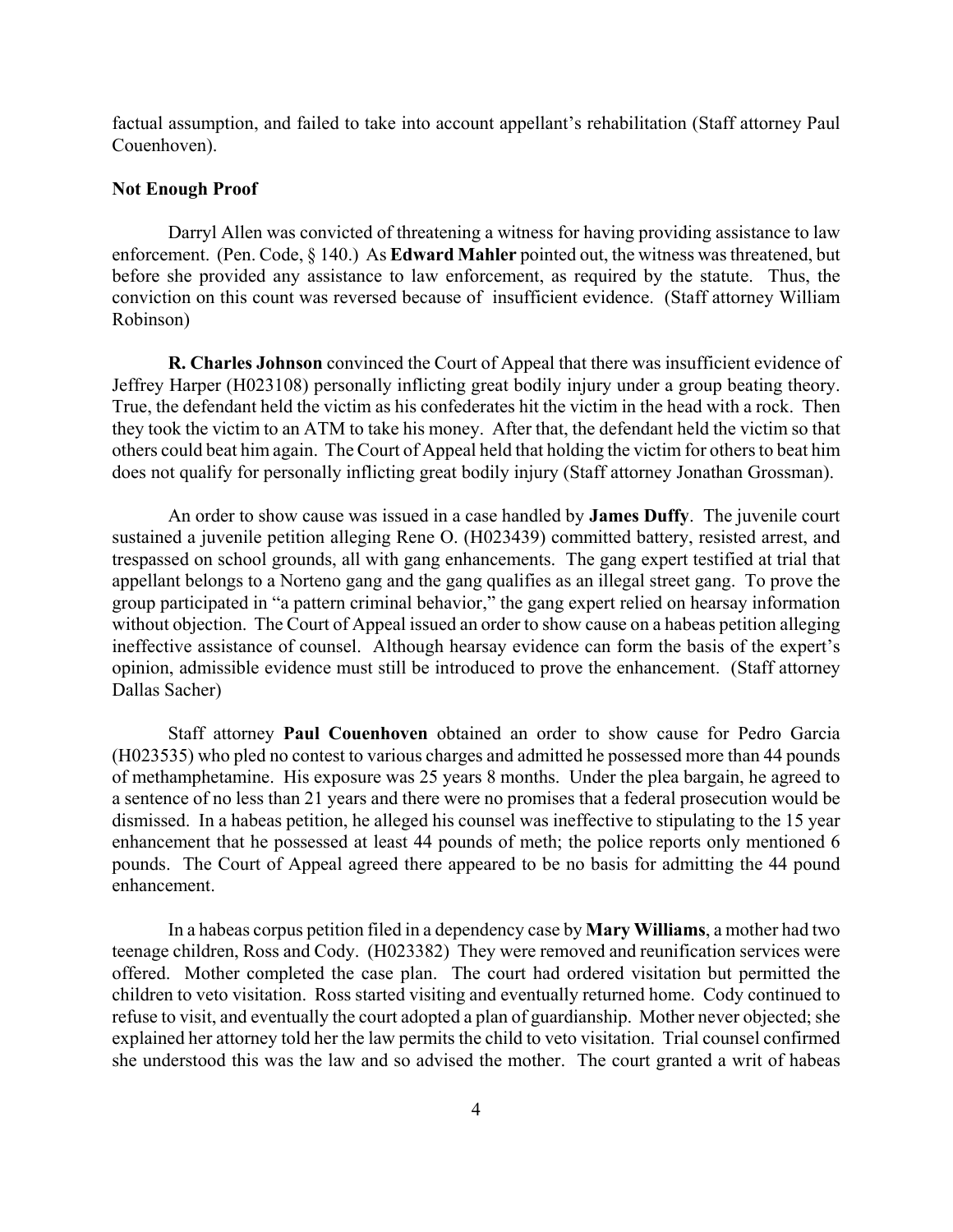factual assumption, and failed to take into account appellant's rehabilitation (Staff attorney Paul Couenhoven).

**Not Enough Proof**

Darryl Allen was convicted of threatening a witness for having providing assistance to law enforcement. (Pen. Code, § 140.) As **Edward Mahler** pointed out, the witness was threatened, but before she provided any assistance to law enforcement, as required by the statute. Thus, the conviction on this count was reversed because of insufficient evidence. (Staff attorney William Robinson)

**R. Charles Johnson** convinced the Court of Appeal that there was insufficient evidence of Jeffrey Harper (H023108) personally inflicting great bodily injury under a group beating theory. True, the defendant held the victim as his confederates hit the victim in the head with a rock. Then they took the victim to an ATM to take his money. After that, the defendant held the victim so that others could beat him again. The Court of Appeal held that holding the victim for others to beat him does not qualify for personally inflicting great bodily injury (Staff attorney Jonathan Grossman).

An order to show cause was issued in a case handled by **James Duffy**. The juvenile court sustained a juvenile petition alleging Rene O. (H023439) committed battery, resisted arrest, and trespassed on school grounds, all with gang enhancements. The gang expert testified at trial that appellant belongs to a Norteno gang and the gang qualifies as an illegal street gang. To prove the group participated in "a pattern criminal behavior," the gang expert relied on hearsay information without objection. The Court of Appeal issued an order to show cause on a habeas petition alleging ineffective assistance of counsel. Although hearsay evidence can form the basis of the expert's opinion, admissible evidence must still be introduced to prove the enhancement. (Staff attorney Dallas Sacher)

Staff attorney **Paul Couenhoven** obtained an order to show cause for Pedro Garcia (H023535) who pled no contest to various charges and admitted he possessed more than 44 pounds of methamphetamine. His exposure was 25 years 8 months. Under the plea bargain, he agreed to a sentence of no less than 21 years and there were no promises that a federal prosecution would be dismissed. In a habeas petition, he alleged his counsel was ineffective to stipulating to the 15 year enhancement that he possessed at least 44 pounds of meth; the police reports only mentioned 6 pounds. The Court of Appeal agreed there appeared to be no basis for admitting the 44 pound enhancement.

In a habeas corpus petition filed in a dependency case by **Mary Williams**, a mother had two teenage children, Ross and Cody. (H023382) They were removed and reunification services were offered. Mother completed the case plan. The court had ordered visitation but permitted the children to veto visitation. Ross started visiting and eventually returned home. Cody continued to refuse to visit, and eventually the court adopted a plan of guardianship. Mother never objected; she explained her attorney told her the law permits the child to veto visitation. Trial counsel confirmed she understood this was the law and so advised the mother. The court granted a writ of habeas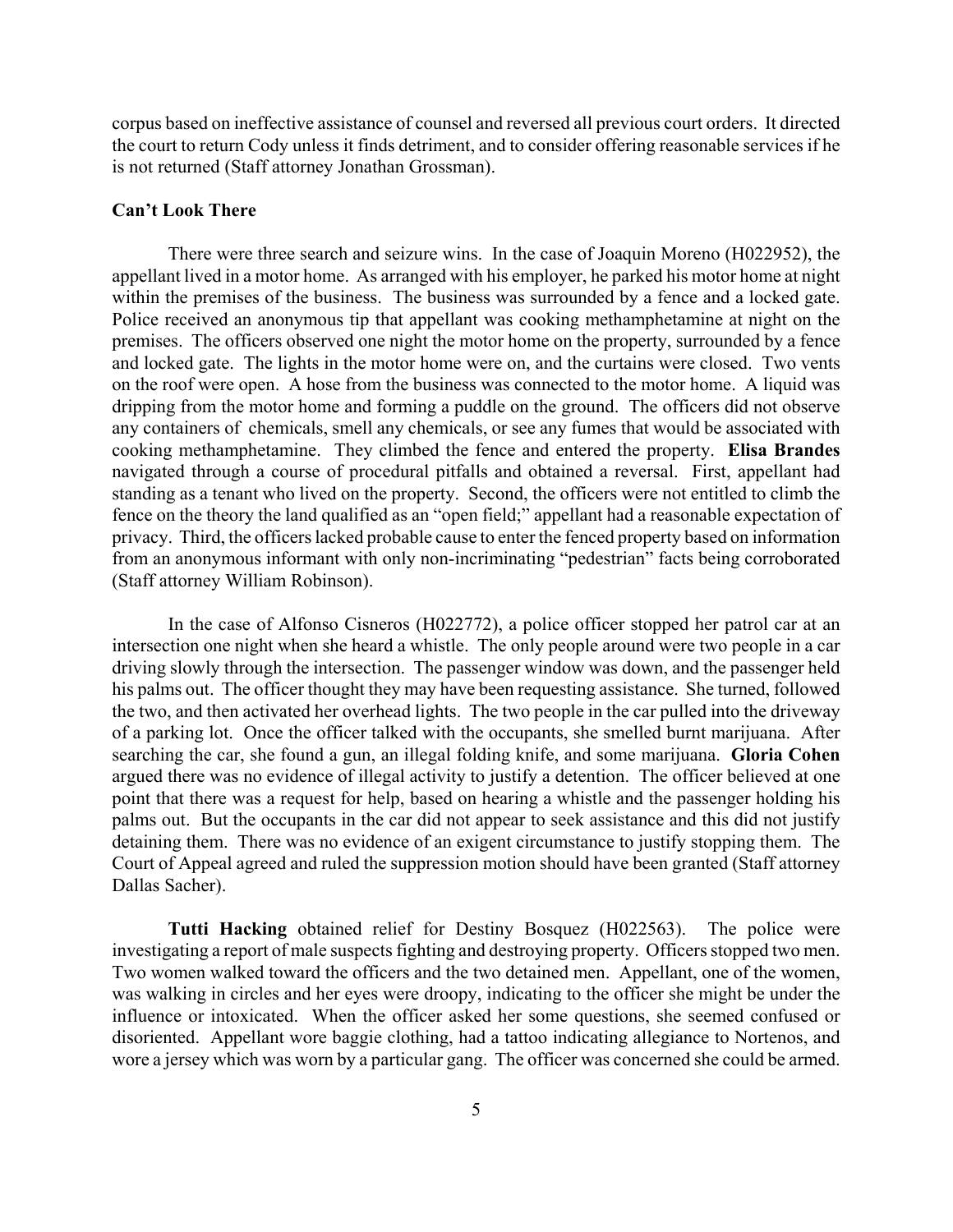corpus based on ineffective assistance of counsel and reversed all previous court orders. It directed the court to return Cody unless it finds detriment, and to consider offering reasonable services if he is not returned (Staff attorney Jonathan Grossman).

**Can't Look There**

There were three search and seizure wins. In the case of Joaquin Moreno (H022952), the appellant lived in a motor home. As arranged with his employer, he parked his motor home at night within the premises of the business. The business was surrounded by a fence and a locked gate. Police received an anonymous tip that appellant was cooking methamphetamine at night on the premises. The officers observed one night the motor home on the property, surrounded by a fence and locked gate. The lights in the motor home were on, and the curtains were closed. Two vents on the roof were open. A hose from the business was connected to the motor home. A liquid was dripping from the motor home and forming a puddle on the ground. The officers did not observe any containers of chemicals, smell any chemicals, or see any fumes that would be associated with cooking methamphetamine. They climbed the fence and entered the property. **Elisa Brandes** navigated through a course of procedural pitfalls and obtained a reversal. First, appellant had standing as a tenant who lived on the property. Second, the officers were not entitled to climb the fence on the theory the land qualified as an "open field;" appellant had a reasonable expectation of privacy. Third, the officers lacked probable cause to enter the fenced property based on information from an anonymous informant with only non-incriminating "pedestrian" facts being corroborated (Staff attorney William Robinson).

In the case of Alfonso Cisneros (H022772), a police officer stopped her patrol car at an intersection one night when she heard a whistle. The only people around were two people in a car driving slowly through the intersection. The passenger window was down, and the passenger held his palms out. The officer thought they may have been requesting assistance. She turned, followed the two, and then activated her overhead lights. The two people in the car pulled into the driveway of a parking lot. Once the officer talked with the occupants, she smelled burnt marijuana. After searching the car, she found a gun, an illegal folding knife, and some marijuana. **Gloria Cohen** argued there was no evidence of illegal activity to justify a detention. The officer believed at one point that there was a request for help, based on hearing a whistle and the passenger holding his palms out. But the occupants in the car did not appear to seek assistance and this did not justify detaining them. There was no evidence of an exigent circumstance to justify stopping them. The Court of Appeal agreed and ruled the suppression motion should have been granted (Staff attorney Dallas Sacher).

**Tutti Hacking** obtained relief for Destiny Bosquez (H022563). The police were investigating a report of male suspects fighting and destroying property. Officers stopped two men. Two women walked toward the officers and the two detained men. Appellant, one of the women, was walking in circles and her eyes were droopy, indicating to the officer she might be under the influence or intoxicated. When the officer asked her some questions, she seemed confused or disoriented. Appellant wore baggie clothing, had a tattoo indicating allegiance to Nortenos, and wore a jersey which was worn by a particular gang. The officer was concerned she could be armed.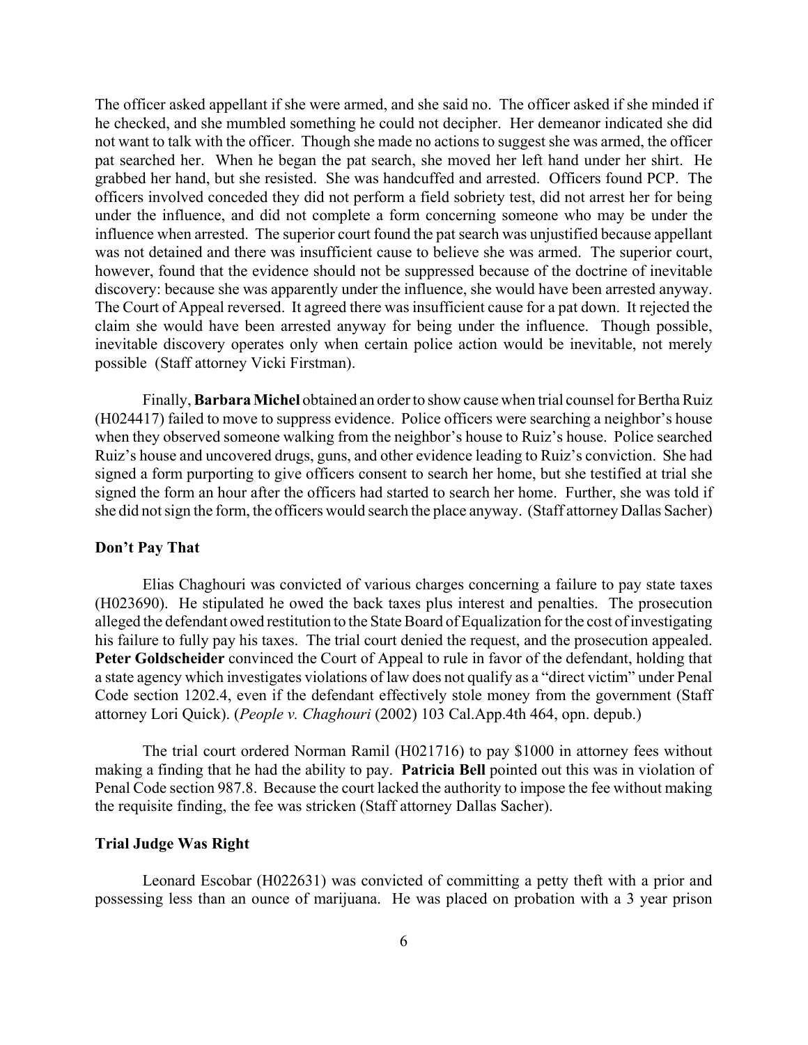The officer asked appellant if she were armed, and she said no. The officer asked if she minded if he checked, and she mumbled something he could not decipher. Her demeanor indicated she did not want to talk with the officer. Though she made no actions to suggest she was armed, the officer pat searched her. When he began the pat search, she moved her left hand under her shirt. He grabbed her hand, but she resisted. She was handcuffed and arrested. Officers found PCP. The officers involved conceded they did not perform a field sobriety test, did not arrest her for being under the influence, and did not complete a form concerning someone who may be under the influence when arrested. The superior court found the pat search was unjustified because appellant was not detained and there was insufficient cause to believe she was armed. The superior court, however, found that the evidence should not be suppressed because of the doctrine of inevitable discovery: because she was apparently under the influence, she would have been arrested anyway. The Court of Appeal reversed. It agreed there was insufficient cause for a pat down. It rejected the claim she would have been arrested anyway for being under the influence. Though possible, inevitable discovery operates only when certain police action would be inevitable, not merely possible (Staff attorney Vicki Firstman).

Finally, **Barbara Michel** obtained an order to show cause when trial counsel for Bertha Ruiz (H024417) failed to move to suppress evidence. Police officers were searching a neighbor's house when they observed someone walking from the neighbor's house to Ruiz's house. Police searched Ruiz's house and uncovered drugs, guns, and other evidence leading to Ruiz's conviction. She had signed a form purporting to give officers consent to search her home, but she testified at trial she signed the form an hour after the officers had started to search her home. Further, she was told if she did not sign the form, the officers would search the place anyway. (Staff attorney Dallas Sacher)

**Don't Pay That**

Elias Chaghouri was convicted of various charges concerning a failure to pay state taxes (H023690). He stipulated he owed the back taxes plus interest and penalties. The prosecution alleged the defendant owed restitution to the State Board of Equalization for the cost of investigating his failure to fully pay his taxes. The trial court denied the request, and the prosecution appealed. **Peter Goldscheider** convinced the Court of Appeal to rule in favor of the defendant, holding that a state agency which investigates violations of law does not qualify as a "direct victim" under Penal Code section 1202.4, even if the defendant effectively stole money from the government (Staff attorney Lori Quick). (*People v. Chaghouri* (2002) 103 Cal.App.4th 464, opn. depub.)

The trial court ordered Norman Ramil (H021716) to pay $1000 in attorney fees without making a finding that he had the ability to pay. **Patricia Bell** pointed out this was in violation of Penal Code section 987.8. Because the court lacked the authority to impose the fee without making the requisite finding, the fee was stricken (Staff attorney Dallas Sacher).

**Trial Judge Was Right**

Leonard Escobar (H022631) was convicted of committing a petty theft with a prior and possessing less than an ounce of marijuana. He was placed on probation with a 3 year prison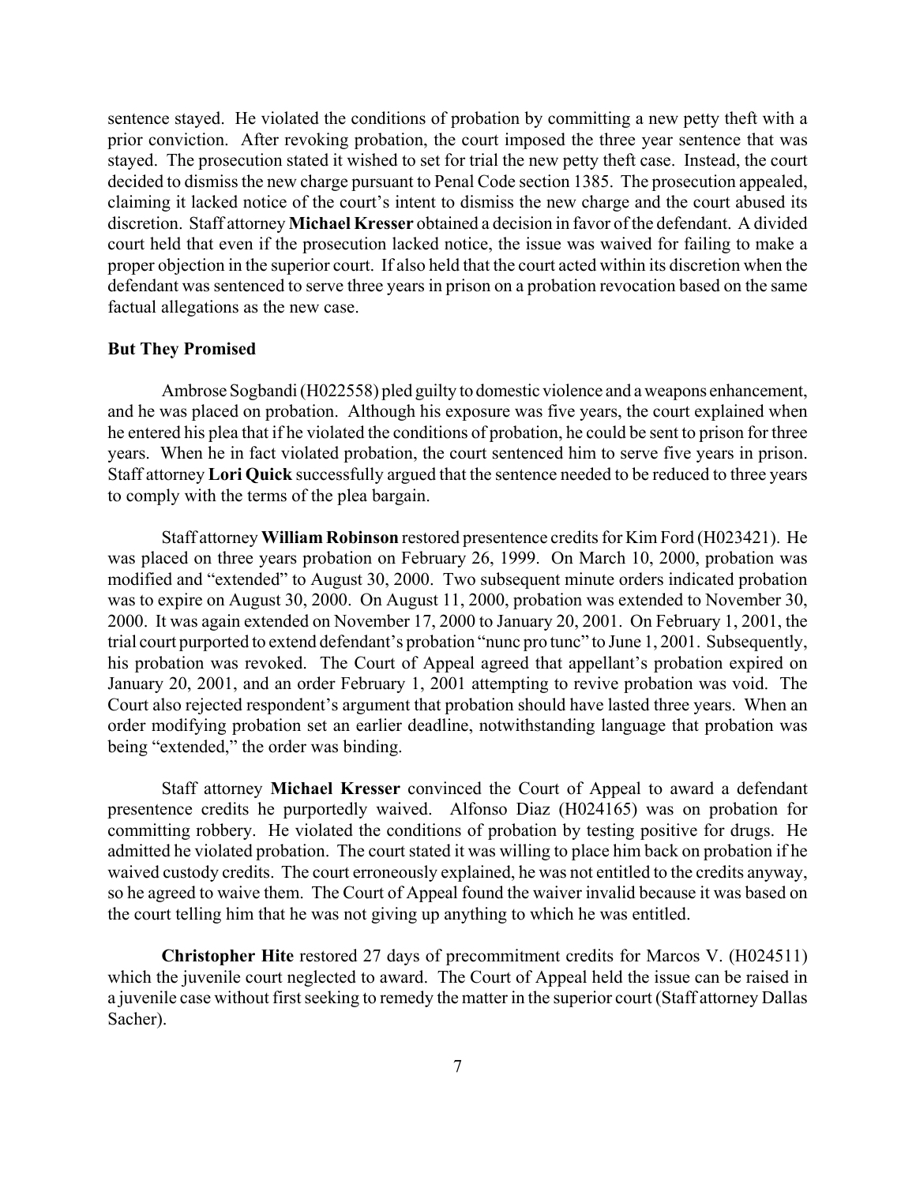sentence stayed. He violated the conditions of probation by committing a new petty theft with a prior conviction. After revoking probation, the court imposed the three year sentence that was stayed. The prosecution stated it wished to set for trial the new petty theft case. Instead, the court decided to dismiss the new charge pursuant to Penal Code section 1385. The prosecution appealed, claiming it lacked notice of the court's intent to dismiss the new charge and the court abused its discretion. Staff attorney **Michael Kresser** obtained a decision in favor of the defendant. A divided court held that even if the prosecution lacked notice, the issue was waived for failing to make a proper objection in the superior court. If also held that the court acted within its discretion when the defendant was sentenced to serve three years in prison on a probation revocation based on the same factual allegations as the new case.

**But They Promised**

Ambrose Sogbandi (H022558) pled guilty to domestic violence and a weapons enhancement, and he was placed on probation. Although his exposure was five years, the court explained when he entered his plea that if he violated the conditions of probation, he could be sent to prison for three years. When he in fact violated probation, the court sentenced him to serve five years in prison. Staff attorney **Lori Quick** successfully argued that the sentence needed to be reduced to three years to comply with the terms of the plea bargain.

Staff attorney **William Robinson** restored presentence credits for Kim Ford (H023421). He was placed on three years probation on February 26, 1999. On March 10, 2000, probation was modified and "extended" to August 30, 2000. Two subsequent minute orders indicated probation was to expire on August 30, 2000. On August 11, 2000, probation was extended to November 30, 2000. It was again extended on November 17, 2000 to January 20, 2001. On February 1, 2001, the trial court purported to extend defendant's probation "nunc pro tunc" to June 1, 2001. Subsequently, his probation was revoked. The Court of Appeal agreed that appellant's probation expired on January 20, 2001, and an order February 1, 2001 attempting to revive probation was void. The Court also rejected respondent's argument that probation should have lasted three years. When an order modifying probation set an earlier deadline, notwithstanding language that probation was being "extended," the order was binding.

Staff attorney **Michael Kresser** convinced the Court of Appeal to award a defendant presentence credits he purportedly waived. Alfonso Diaz (H024165) was on probation for committing robbery. He violated the conditions of probation by testing positive for drugs. He admitted he violated probation. The court stated it was willing to place him back on probation if he waived custody credits. The court erroneously explained, he was not entitled to the credits anyway, so he agreed to waive them. The Court of Appeal found the waiver invalid because it was based on the court telling him that he was not giving up anything to which he was entitled.

**Christopher Hite** restored 27 days of precommitment credits for Marcos V. (H024511) which the juvenile court neglected to award. The Court of Appeal held the issue can be raised in a juvenile case without first seeking to remedy the matter in the superior court (Staff attorney Dallas Sacher).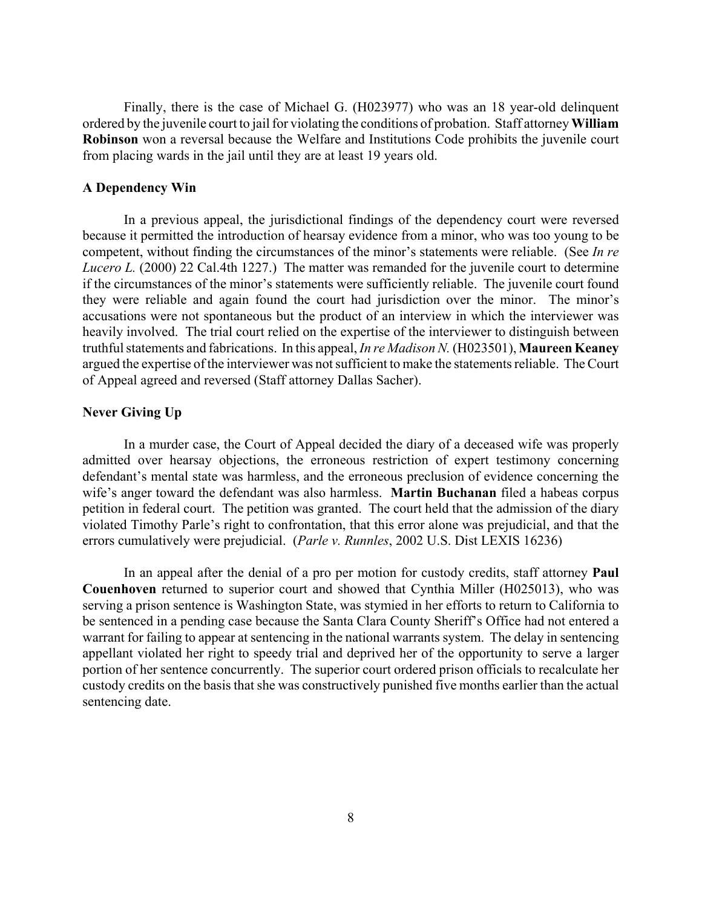Finally, there is the case of Michael G. (H023977) who was an 18 year-old delinquent ordered by the juvenile court to jail for violating the conditions of probation. Staff attorney **William Robinson** won a reversal because the Welfare and Institutions Code prohibits the juvenile court from placing wards in the jail until they are at least 19 years old.

### A Dependency Win

In a previous appeal, the jurisdictional findings of the dependency court were reversed because it permitted the introduction of hearsay evidence from a minor, who was too young to be competent, without finding the circumstances of the minor's statements were reliable. (See *In re Lucero L.* (2000) 22 Cal.4th 1227.) The matter was remanded for the juvenile court to determine if the circumstances of the minor's statements were sufficiently reliable. The juvenile court found they were reliable and again found the court had jurisdiction over the minor. The minor's accusations were not spontaneous but the product of an interview in which the interviewer was heavily involved. The trial court relied on the expertise of the interviewer to distinguish between truthful statements and fabrications. In this appeal, *In re Madison N.* (H023501), **Maureen Keaney** argued the expertise of the interviewer was not sufficient to make the statements reliable. The Court of Appeal agreed and reversed (Staff attorney Dallas Sacher).

### Never Giving Up

In a murder case, the Court of Appeal decided the diary of a deceased wife was properly admitted over hearsay objections, the erroneous restriction of expert testimony concerning defendant's mental state was harmless, and the erroneous preclusion of evidence concerning the wife's anger toward the defendant was also harmless. **Martin Buchanan** filed a habeas corpus petition in federal court. The petition was granted. The court held that the admission of the diary violated Timothy Parle's right to confrontation, that this error alone was prejudicial, and that the errors cumulatively were prejudicial. (*Parle v. Runnles*, 2002 U.S. Dist LEXIS 16236)

In an appeal after the denial of a pro per motion for custody credits, staff attorney **Paul Couenhoven** returned to superior court and showed that Cynthia Miller (H025013), who was serving a prison sentence is Washington State, was stymied in her efforts to return to California to be sentenced in a pending case because the Santa Clara County Sheriff's Office had not entered a warrant for failing to appear at sentencing in the national warrants system. The delay in sentencing appellant violated her right to speedy trial and deprived her of the opportunity to serve a larger portion of her sentence concurrently. The superior court ordered prison officials to recalculate her custody credits on the basis that she was constructively punished five months earlier than the actual sentencing date.